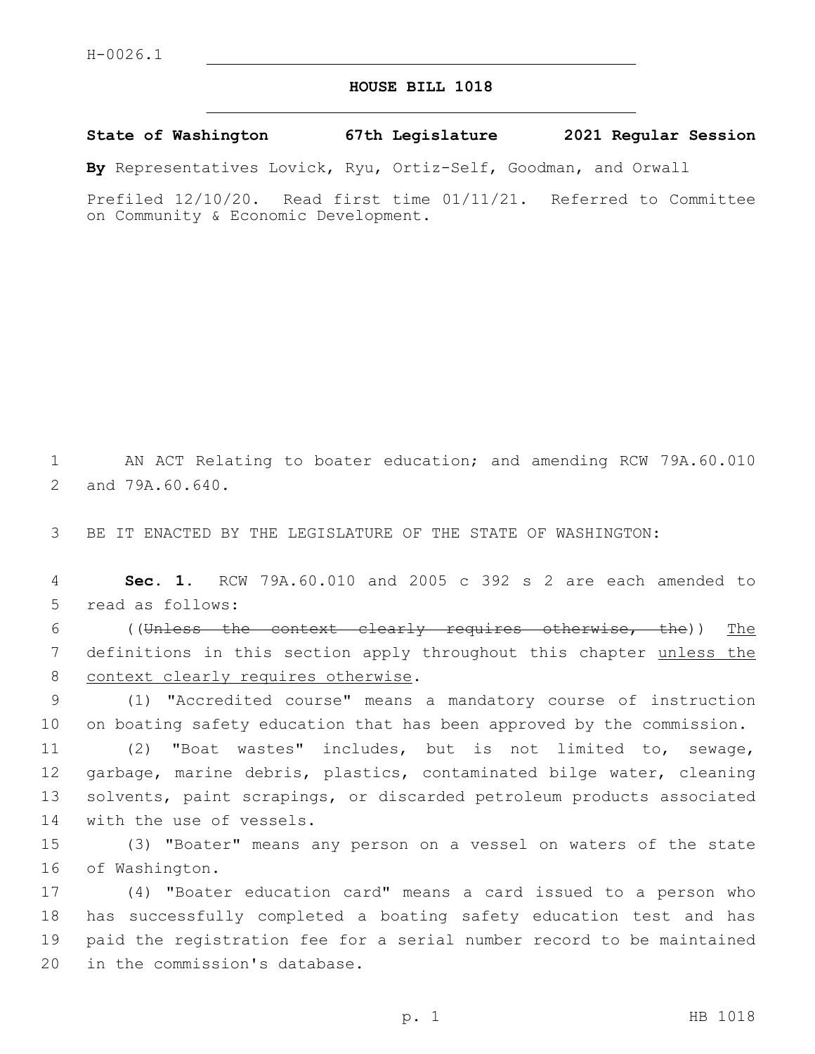H-0026.1

# HOUSE BILL 1018

**State of Washington 67th Legislature 2021 Regular Session**

**By** Representatives Lovick, Ryu, Ortiz-Self, Goodman, and Orwall

Prefiled 12/10/20. Read first time 01/11/21. Referred to Committee on Community & Economic Development.

1 AN ACT Relating to boater education; and amending RCW 79A.60.010
2 and 79A.60.640.

3 BE IT ENACTED BY THE LEGISLATURE OF THE STATE OF WASHINGTON:

4 **Sec. 1.** RCW 79A.60.010 and 2005 c 392 s 2 are each amended to
5 read as follows:

6 ((~~Unless the context clearly requires otherwise, the~~)) The
7 definitions in this section apply throughout this chapter unless the
8 context clearly requires otherwise.

9 (1) "Accredited course" means a mandatory course of instruction
10 on boating safety education that has been approved by the commission.

11 (2) "Boat wastes" includes, but is not limited to, sewage,
12 garbage, marine debris, plastics, contaminated bilge water, cleaning
13 solvents, paint scrapings, or discarded petroleum products associated
14 with the use of vessels.

15 (3) "Boater" means any person on a vessel on waters of the state
16 of Washington.

17 (4) "Boater education card" means a card issued to a person who
18 has successfully completed a boating safety education test and has
19 paid the registration fee for a serial number record to be maintained
20 in the commission's database.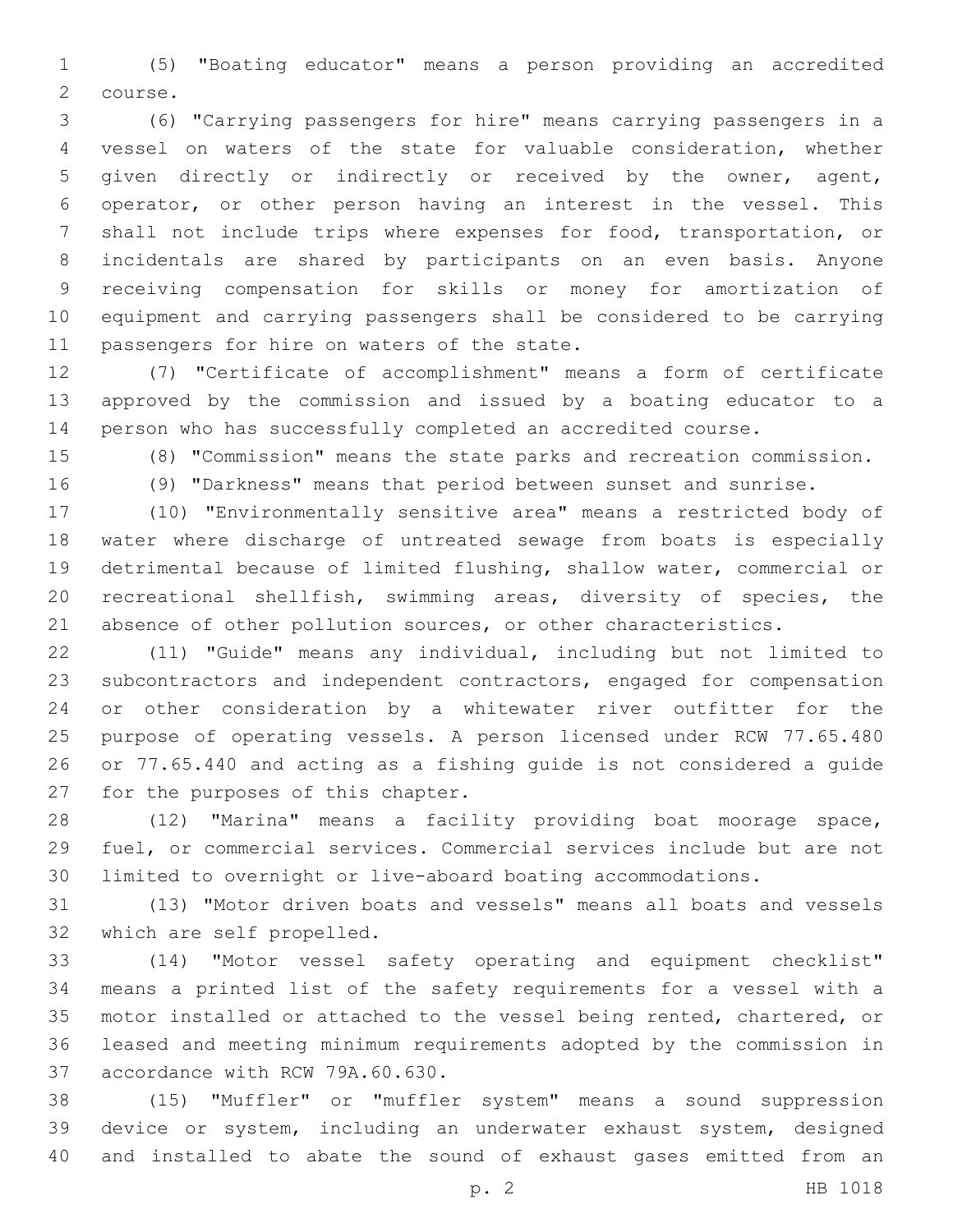(5) "Boating educator" means a person providing an accredited course.

(6) "Carrying passengers for hire" means carrying passengers in a vessel on waters of the state for valuable consideration, whether given directly or indirectly or received by the owner, agent, operator, or other person having an interest in the vessel. This shall not include trips where expenses for food, transportation, or incidentals are shared by participants on an even basis. Anyone receiving compensation for skills or money for amortization of equipment and carrying passengers shall be considered to be carrying passengers for hire on waters of the state.

(7) "Certificate of accomplishment" means a form of certificate approved by the commission and issued by a boating educator to a person who has successfully completed an accredited course.

(8) "Commission" means the state parks and recreation commission.

(9) "Darkness" means that period between sunset and sunrise.

(10) "Environmentally sensitive area" means a restricted body of water where discharge of untreated sewage from boats is especially detrimental because of limited flushing, shallow water, commercial or recreational shellfish, swimming areas, diversity of species, the absence of other pollution sources, or other characteristics.

(11) "Guide" means any individual, including but not limited to subcontractors and independent contractors, engaged for compensation or other consideration by a whitewater river outfitter for the purpose of operating vessels. A person licensed under RCW 77.65.480 or 77.65.440 and acting as a fishing guide is not considered a guide for the purposes of this chapter.

(12) "Marina" means a facility providing boat moorage space, fuel, or commercial services. Commercial services include but are not limited to overnight or live-aboard boating accommodations.

(13) "Motor driven boats and vessels" means all boats and vessels which are self propelled.

(14) "Motor vessel safety operating and equipment checklist" means a printed list of the safety requirements for a vessel with a motor installed or attached to the vessel being rented, chartered, or leased and meeting minimum requirements adopted by the commission in accordance with RCW 79A.60.630.

(15) "Muffler" or "muffler system" means a sound suppression device or system, including an underwater exhaust system, designed and installed to abate the sound of exhaust gases emitted from an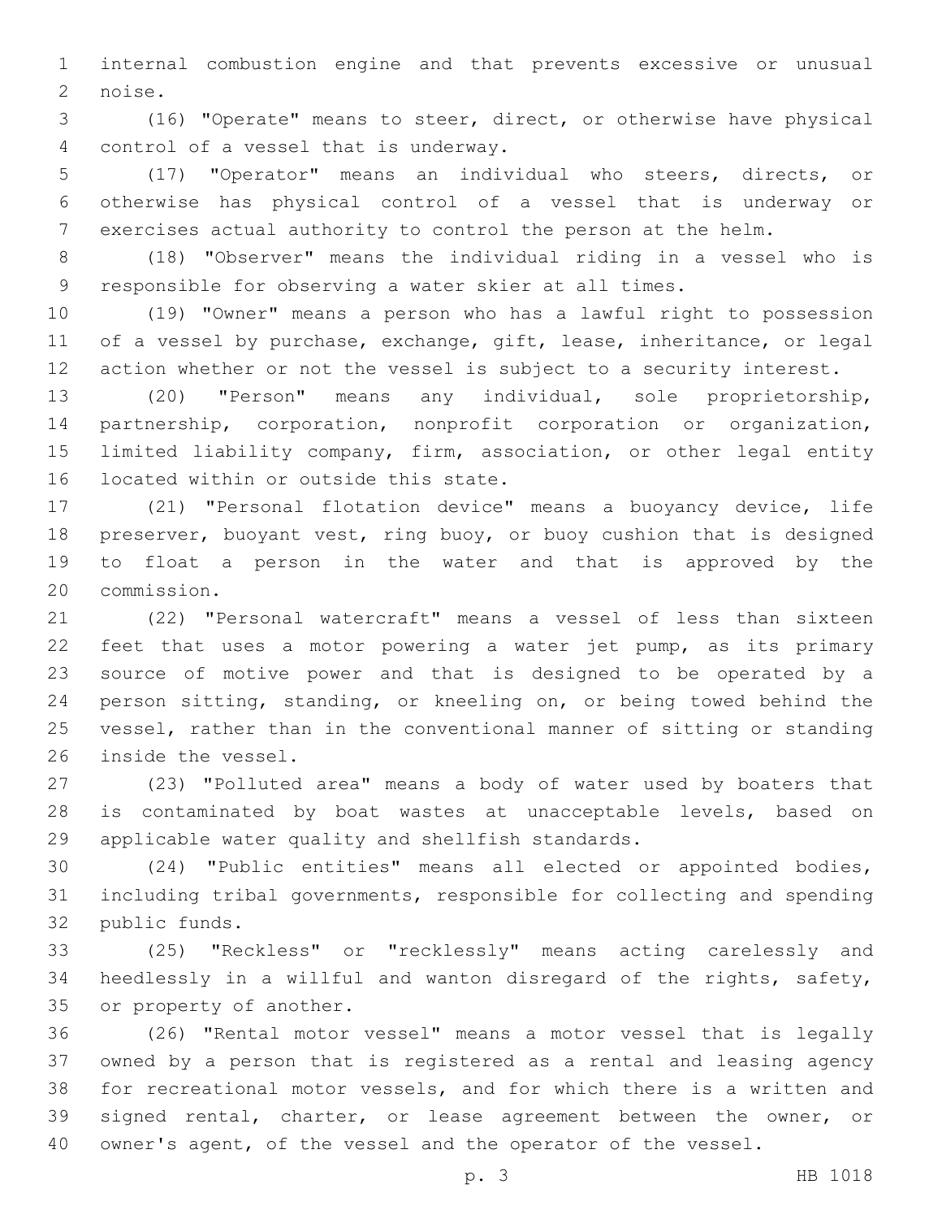internal combustion engine and that prevents excessive or unusual noise.

(16) "Operate" means to steer, direct, or otherwise have physical control of a vessel that is underway.

(17) "Operator" means an individual who steers, directs, or otherwise has physical control of a vessel that is underway or exercises actual authority to control the person at the helm.

(18) "Observer" means the individual riding in a vessel who is responsible for observing a water skier at all times.

(19) "Owner" means a person who has a lawful right to possession of a vessel by purchase, exchange, gift, lease, inheritance, or legal action whether or not the vessel is subject to a security interest.

(20) "Person" means any individual, sole proprietorship, partnership, corporation, nonprofit corporation or organization, limited liability company, firm, association, or other legal entity located within or outside this state.

(21) "Personal flotation device" means a buoyancy device, life preserver, buoyant vest, ring buoy, or buoy cushion that is designed to float a person in the water and that is approved by the commission.

(22) "Personal watercraft" means a vessel of less than sixteen feet that uses a motor powering a water jet pump, as its primary source of motive power and that is designed to be operated by a person sitting, standing, or kneeling on, or being towed behind the vessel, rather than in the conventional manner of sitting or standing inside the vessel.

(23) "Polluted area" means a body of water used by boaters that is contaminated by boat wastes at unacceptable levels, based on applicable water quality and shellfish standards.

(24) "Public entities" means all elected or appointed bodies, including tribal governments, responsible for collecting and spending public funds.

(25) "Reckless" or "recklessly" means acting carelessly and heedlessly in a willful and wanton disregard of the rights, safety, or property of another.

(26) "Rental motor vessel" means a motor vessel that is legally owned by a person that is registered as a rental and leasing agency for recreational motor vessels, and for which there is a written and signed rental, charter, or lease agreement between the owner, or owner's agent, of the vessel and the operator of the vessel.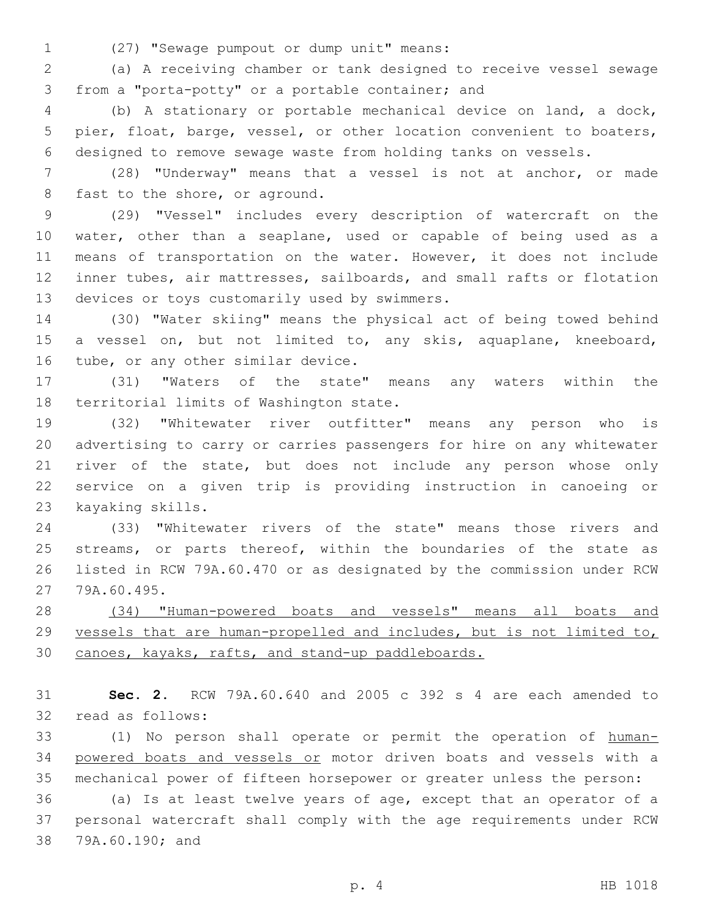(27) "Sewage pumpout or dump unit" means:

(a) A receiving chamber or tank designed to receive vessel sewage from a "porta-potty" or a portable container; and

(b) A stationary or portable mechanical device on land, a dock, pier, float, barge, vessel, or other location convenient to boaters, designed to remove sewage waste from holding tanks on vessels.

(28) "Underway" means that a vessel is not at anchor, or made fast to the shore, or aground.

(29) "Vessel" includes every description of watercraft on the water, other than a seaplane, used or capable of being used as a means of transportation on the water. However, it does not include inner tubes, air mattresses, sailboards, and small rafts or flotation devices or toys customarily used by swimmers.

(30) "Water skiing" means the physical act of being towed behind a vessel on, but not limited to, any skis, aquaplane, kneeboard, tube, or any other similar device.

(31) "Waters of the state" means any waters within the territorial limits of Washington state.

(32) "Whitewater river outfitter" means any person who is advertising to carry or carries passengers for hire on any whitewater river of the state, but does not include any person whose only service on a given trip is providing instruction in canoeing or kayaking skills.

(33) "Whitewater rivers of the state" means those rivers and streams, or parts thereof, within the boundaries of the state as listed in RCW 79A.60.470 or as designated by the commission under RCW 79A.60.495.

<u>(34) "Human-powered boats and vessels" means all boats and vessels that are human-propelled and includes, but is not limited to, canoes, kayaks, rafts, and stand-up paddleboards.</u>

**Sec. 2.** RCW 79A.60.640 and 2005 c 392 s 4 are each amended to read as follows:

(1) No person shall operate or permit the operation of <u>human-powered boats and vessels or</u> motor driven boats and vessels with a mechanical power of fifteen horsepower or greater unless the person:

(a) Is at least twelve years of age, except that an operator of a personal watercraft shall comply with the age requirements under RCW 79A.60.190; and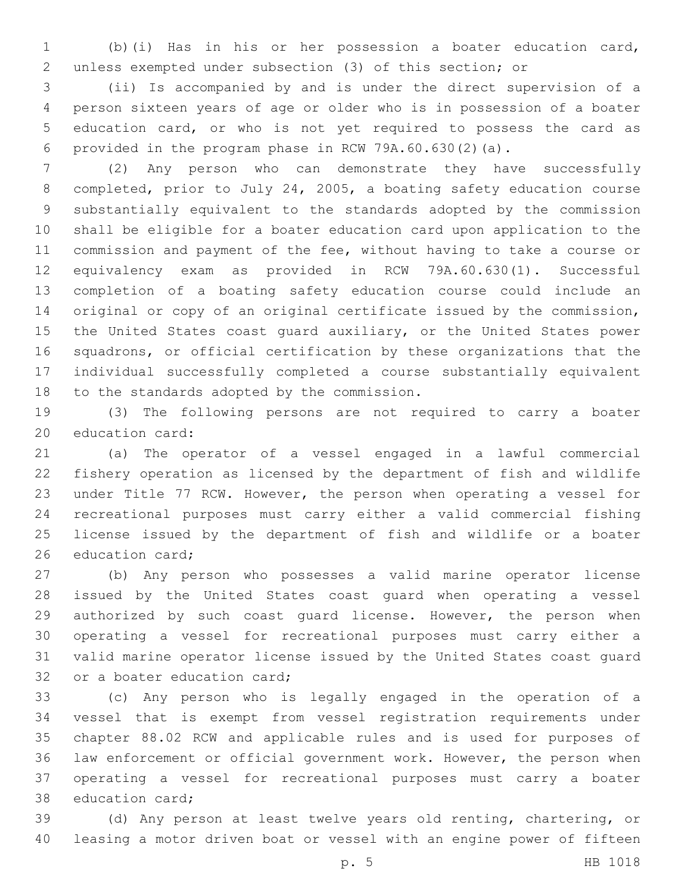(b)(i) Has in his or her possession a boater education card, unless exempted under subsection (3) of this section; or

(ii) Is accompanied by and is under the direct supervision of a person sixteen years of age or older who is in possession of a boater education card, or who is not yet required to possess the card as provided in the program phase in RCW 79A.60.630(2)(a).

(2) Any person who can demonstrate they have successfully completed, prior to July 24, 2005, a boating safety education course substantially equivalent to the standards adopted by the commission shall be eligible for a boater education card upon application to the commission and payment of the fee, without having to take a course or equivalency exam as provided in RCW 79A.60.630(1). Successful completion of a boating safety education course could include an original or copy of an original certificate issued by the commission, the United States coast guard auxiliary, or the United States power squadrons, or official certification by these organizations that the individual successfully completed a course substantially equivalent to the standards adopted by the commission.

(3) The following persons are not required to carry a boater education card:

(a) The operator of a vessel engaged in a lawful commercial fishery operation as licensed by the department of fish and wildlife under Title 77 RCW. However, the person when operating a vessel for recreational purposes must carry either a valid commercial fishing license issued by the department of fish and wildlife or a boater education card;

(b) Any person who possesses a valid marine operator license issued by the United States coast guard when operating a vessel authorized by such coast guard license. However, the person when operating a vessel for recreational purposes must carry either a valid marine operator license issued by the United States coast guard or a boater education card;

(c) Any person who is legally engaged in the operation of a vessel that is exempt from vessel registration requirements under chapter 88.02 RCW and applicable rules and is used for purposes of law enforcement or official government work. However, the person when operating a vessel for recreational purposes must carry a boater education card;

(d) Any person at least twelve years old renting, chartering, or leasing a motor driven boat or vessel with an engine power of fifteen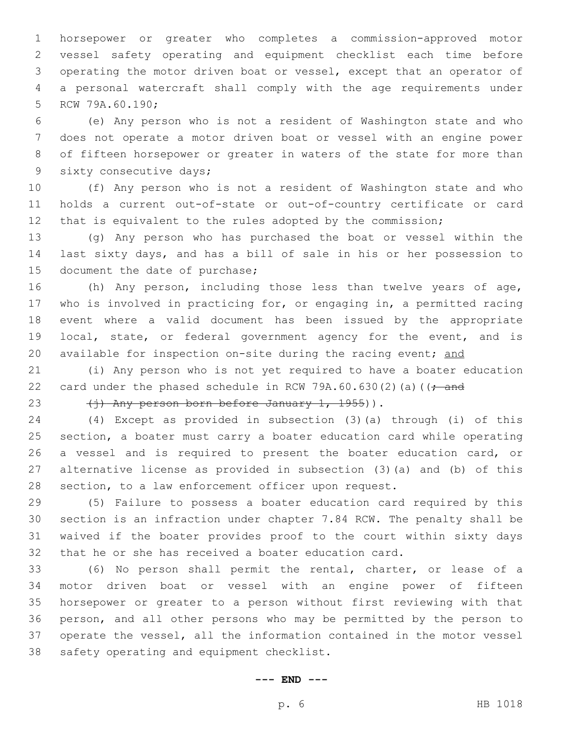horsepower or greater who completes a commission-approved motor vessel safety operating and equipment checklist each time before operating the motor driven boat or vessel, except that an operator of a personal watercraft shall comply with the age requirements under RCW 79A.60.190;

(e) Any person who is not a resident of Washington state and who does not operate a motor driven boat or vessel with an engine power of fifteen horsepower or greater in waters of the state for more than sixty consecutive days;

(f) Any person who is not a resident of Washington state and who holds a current out-of-state or out-of-country certificate or card that is equivalent to the rules adopted by the commission;

(g) Any person who has purchased the boat or vessel within the last sixty days, and has a bill of sale in his or her possession to document the date of purchase;

(h) Any person, including those less than twelve years of age, who is involved in practicing for, or engaging in, a permitted racing event where a valid document has been issued by the appropriate local, state, or federal government agency for the event, and is available for inspection on-site during the racing event; <u>and</u>

(i) Any person who is not yet required to have a boater education card under the phased schedule in RCW 79A.60.630(2)(a)((~~; and~~

~~(j) Any person born before January 1, 1955~~)).

(4) Except as provided in subsection (3)(a) through (i) of this section, a boater must carry a boater education card while operating a vessel and is required to present the boater education card, or alternative license as provided in subsection (3)(a) and (b) of this section, to a law enforcement officer upon request.

(5) Failure to possess a boater education card required by this section is an infraction under chapter 7.84 RCW. The penalty shall be waived if the boater provides proof to the court within sixty days that he or she has received a boater education card.

(6) No person shall permit the rental, charter, or lease of a motor driven boat or vessel with an engine power of fifteen horsepower or greater to a person without first reviewing with that person, and all other persons who may be permitted by the person to operate the vessel, all the information contained in the motor vessel safety operating and equipment checklist.

**--- END ---**